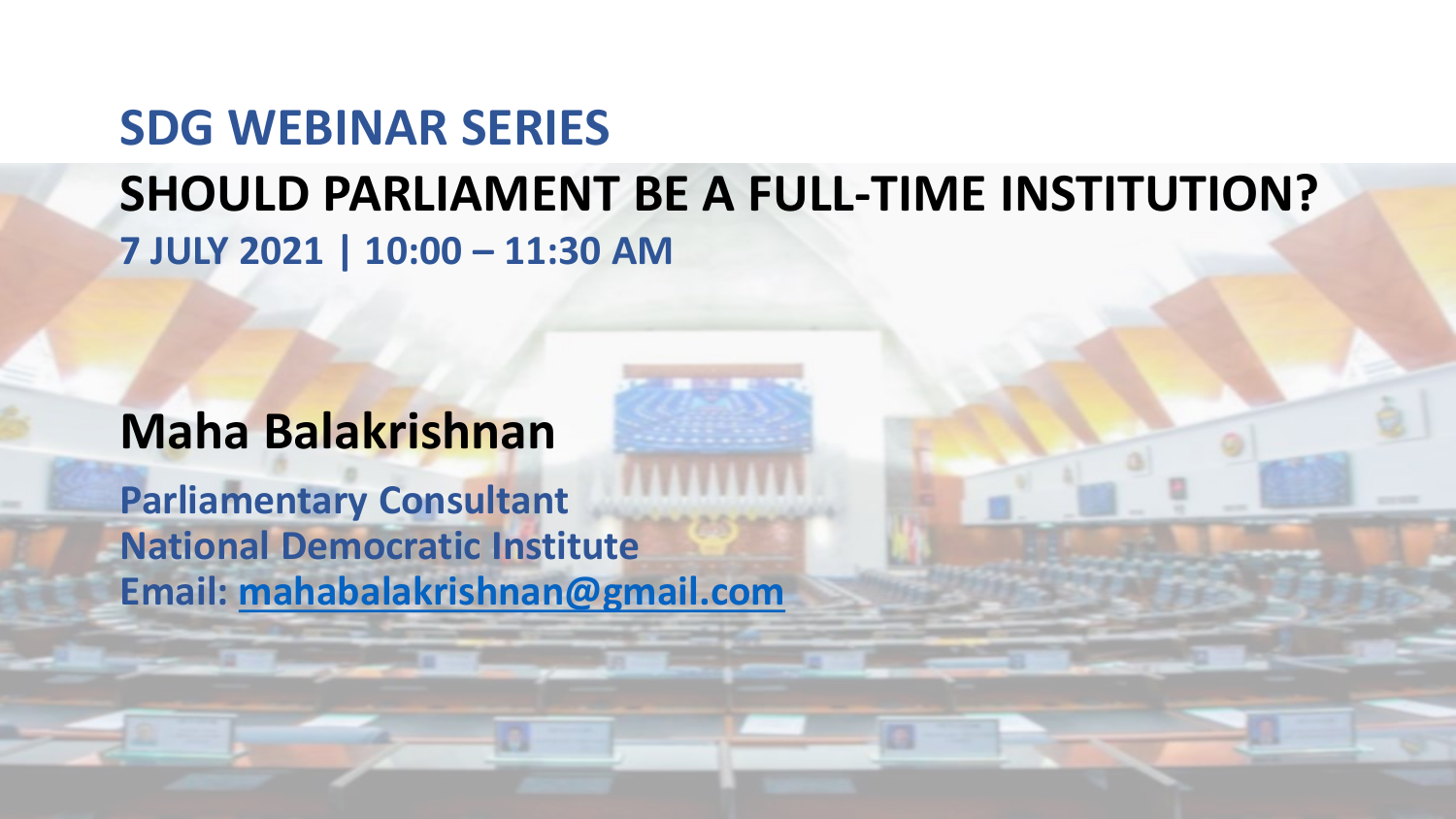# SDG WEBINAR SERIES

## SHOULD PARLIAMENT BE A FULL-TIME INSTITUTION?

**7 JULY 2021 | 10:00 – 11:30 AM**

## Maha Balakrishnan

**Parliamentary Consultant**
**National Democratic Institute**
**Email: mahabalakrishnan@gmail.com**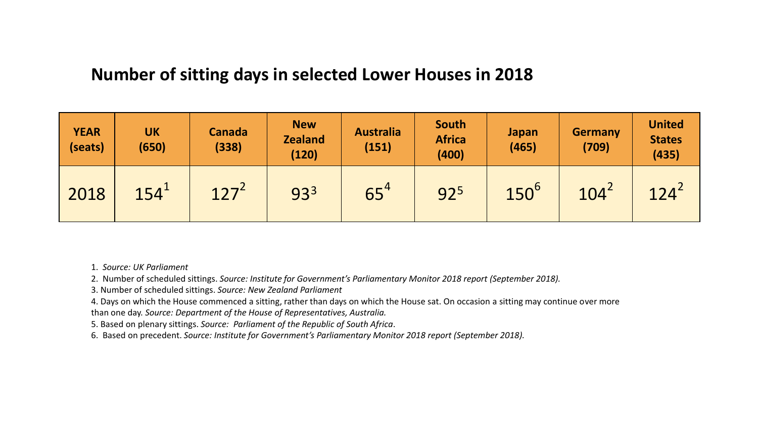## Number of sitting days in selected Lower Houses in 2018

| YEAR (seats) | UK (650) | Canada (338) | New Zealand (120) | Australia (151) | South Africa (400) | Japan (465) | Germany (709) | United States (435) |
|---|---|---|---|---|---|---|---|---|
| 2018 | 154[1] | 127[2] | 93[3] | 65[4] | 92[5] | 150[6] | 104[2] | 124[2] |

1. *Source: UK Parliament*
2. Number of scheduled sittings. *Source: Institute for Government's Parliamentary Monitor 2018 report (September 2018).*
3. Number of scheduled sittings. *Source: New Zealand Parliament*
4. Days on which the House commenced a sitting, rather than days on which the House sat. On occasion a sitting may continue over more than one day. *Source: Department of the House of Representatives, Australia.*
5. Based on plenary sittings. *Source: Parliament of the Republic of South Africa*.
6. Based on precedent. *Source: Institute for Government's Parliamentary Monitor 2018 report (September 2018).*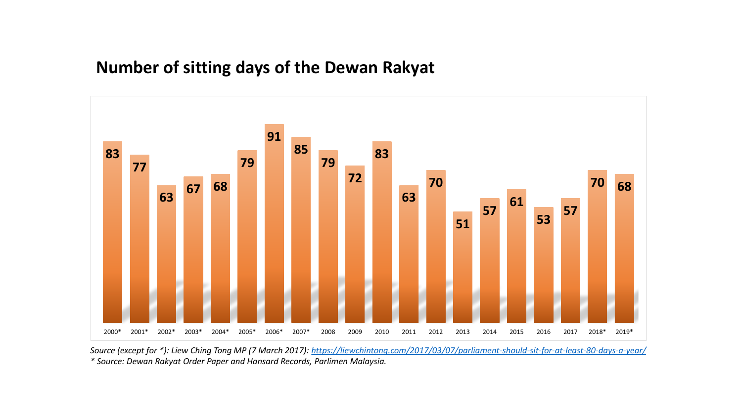## Number of sitting days of the Dewan Rakyat

| Year | Sitting days |
| --- | --- |
| 2000* | 83 |
| 2001* | 77 |
| 2002* | 63 |
| 2003* | 67 |
| 2004* | 68 |
| 2005* | 79 |
| 2006* | 91 |
| 2007* | 85 |
| 2008 | 79 |
| 2009 | 72 |
| 2010 | 83 |
| 2011 | 63 |
| 2012 | 70 |
| 2013 | 51 |
| 2014 | 57 |
| 2015 | 61 |
| 2016 | 53 |
| 2017 | 57 |
| 2018* | 70 |
| 2019* | 68 |

*Source (except for *): Liew Ching Tong MP (7 March 2017): [https://liewchintong.com/2017/03/07/parliament-should-sit-for-at-least-80-days-a-year/](https://liewchintong.com/2017/03/07/parliament-should-sit-for-at-least-80-days-a-year/)*

** Source: Dewan Rakyat Order Paper and Hansard Records, Parlimen Malaysia.*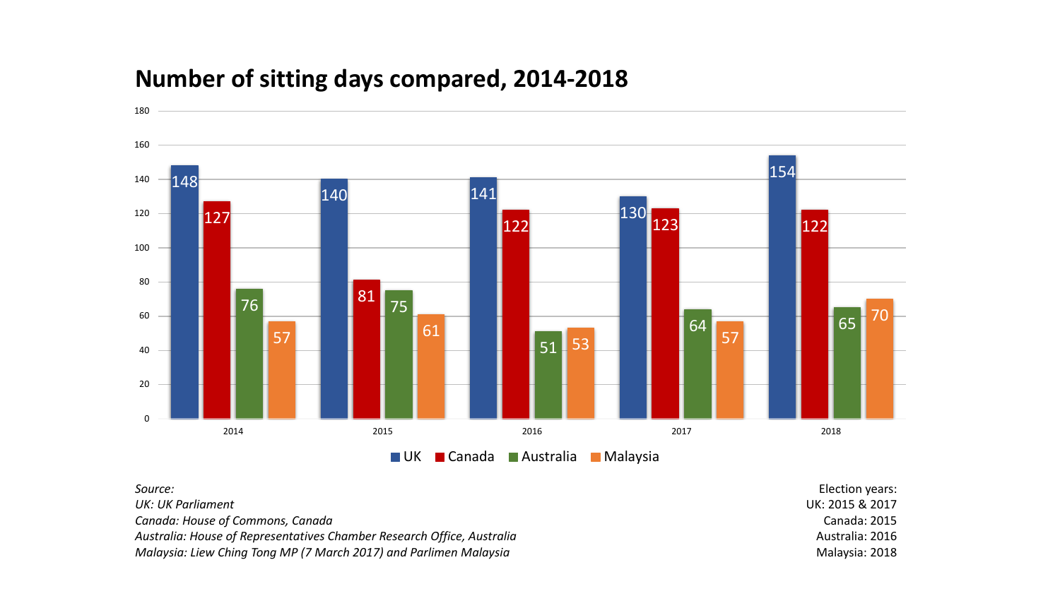# Number of sitting days compared, 2014-2018

| Year | UK | Canada | Australia | Malaysia |
|---|---|---|---|---|
| 2014 | 148 | 127 | 76 | 57 |
| 2015 | 140 | 81 | 75 | 61 |
| 2016 | 141 | 122 | 51 | 53 |
| 2017 | 130 | 123 | 64 | 57 |
| 2018 | 154 | 122 | 65 | 70 |

*Source:*
*UK: UK Parliament*
*Canada: House of Commons, Canada*
*Australia: House of Representatives Chamber Research Office, Australia*
*Malaysia: Liew Ching Tong MP (7 March 2017) and Parlimen Malaysia*

Election years:
UK: 2015 & 2017
Canada: 2015
Australia: 2016
Malaysia: 2018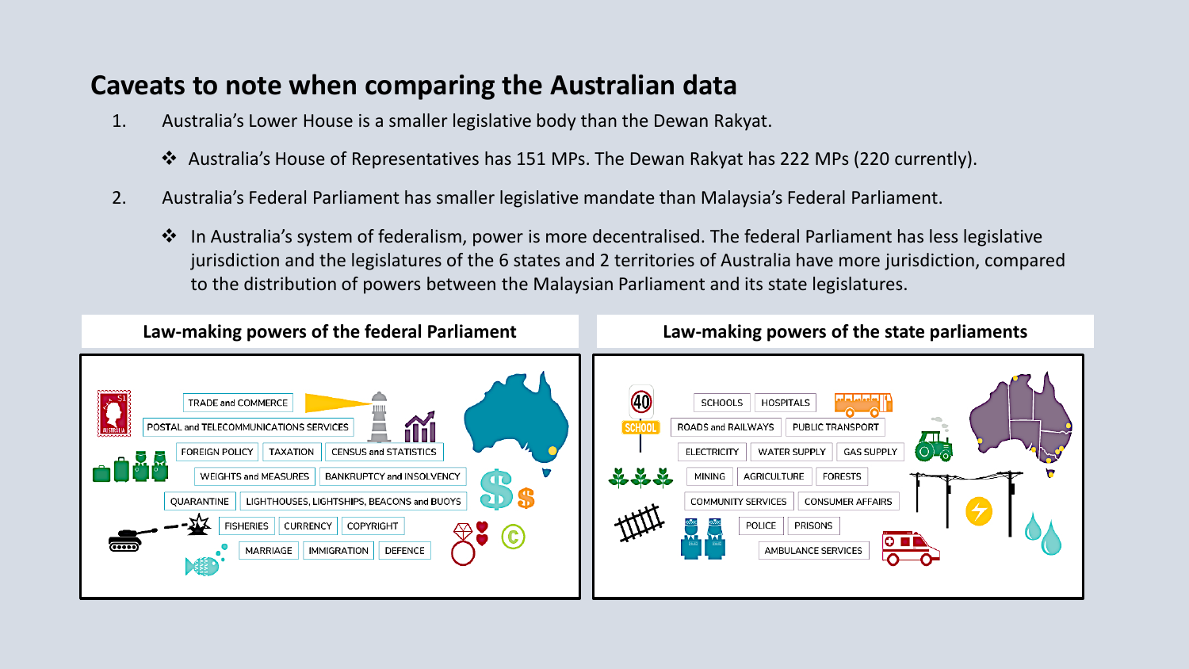# Caveats to note when comparing the Australian data

1. Australia's Lower House is a smaller legislative body than the Dewan Rakyat.
   - ❖ Australia's House of Representatives has 151 MPs. The Dewan Rakyat has 222 MPs (220 currently).
2. Australia's Federal Parliament has smaller legislative mandate than Malaysia's Federal Parliament.
   - ❖ In Australia's system of federalism, power is more decentralised. The federal Parliament has less legislative jurisdiction and the legislatures of the 6 states and 2 territories of Australia have more jurisdiction, compared to the distribution of powers between the Malaysian Parliament and its state legislatures.

### Law-making powers of the federal Parliament

TRADE and COMMERCE
POSTAL and TELECOMMUNICATIONS SERVICES
FOREIGN POLICY | TAXATION | CENSUS and STATISTICS
WEIGHTS and MEASURES | BANKRUPTCY and INSOLVENCY
QUARANTINE | LIGHTHOUSES, LIGHTSHIPS, BEACONS and BUOYS
FISHERIES | CURRENCY | COPYRIGHT
MARRIAGE | IMMIGRATION | DEFENCE

### Law-making powers of the state parliaments

SCHOOLS | HOSPITALS
ROADS and RAILWAYS | PUBLIC TRANSPORT
ELECTRICITY | WATER SUPPLY | GAS SUPPLY
MINING | AGRICULTURE | FORESTS
COMMUNITY SERVICES | CONSUMER AFFAIRS
POLICE | PRISONS
AMBULANCE SERVICES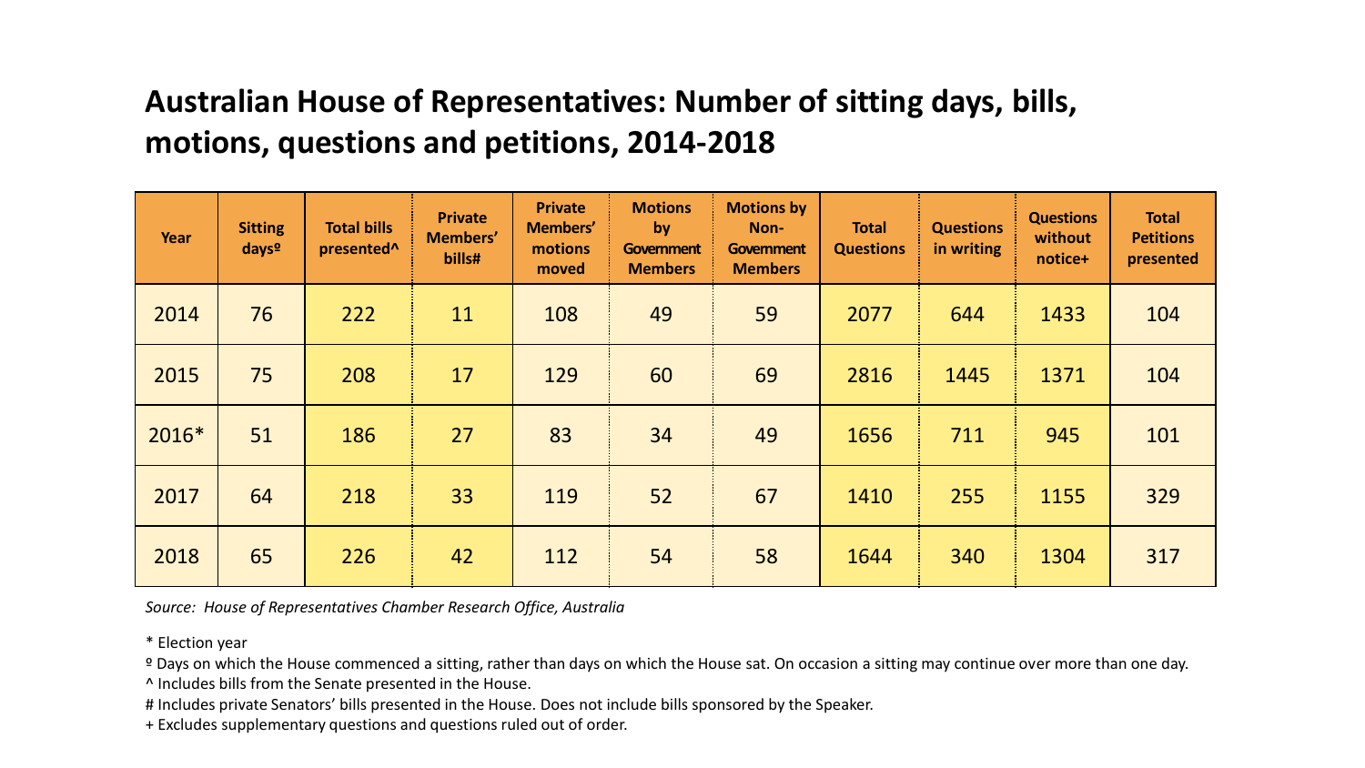## Australian House of Representatives: Number of sitting days, bills, motions, questions and petitions, 2014-2018

| Year | Sitting daysº | Total bills presented^ | Private Members' bills# | Private Members' motions moved | Motions by Government Members | Motions by Non-Government Members | Total Questions | Questions in writing | Questions without notice+ | Total Petitions presented |
|---|---|---|---|---|---|---|---|---|---|---|
| 2014 | 76 | 222 | 11 | 108 | 49 | 59 | 2077 | 644 | 1433 | 104 |
| 2015 | 75 | 208 | 17 | 129 | 60 | 69 | 2816 | 1445 | 1371 | 104 |
| 2016* | 51 | 186 | 27 | 83 | 34 | 49 | 1656 | 711 | 945 | 101 |
| 2017 | 64 | 218 | 33 | 119 | 52 | 67 | 1410 | 255 | 1155 | 329 |
| 2018 | 65 | 226 | 42 | 112 | 54 | 58 | 1644 | 340 | 1304 | 317 |

*Source: House of Representatives Chamber Research Office, Australia*

* Election year

º Days on which the House commenced a sitting, rather than days on which the House sat. On occasion a sitting may continue over more than one day.

^ Includes bills from the Senate presented in the House.

# Includes private Senators' bills presented in the House. Does not include bills sponsored by the Speaker.

+ Excludes supplementary questions and questions ruled out of order.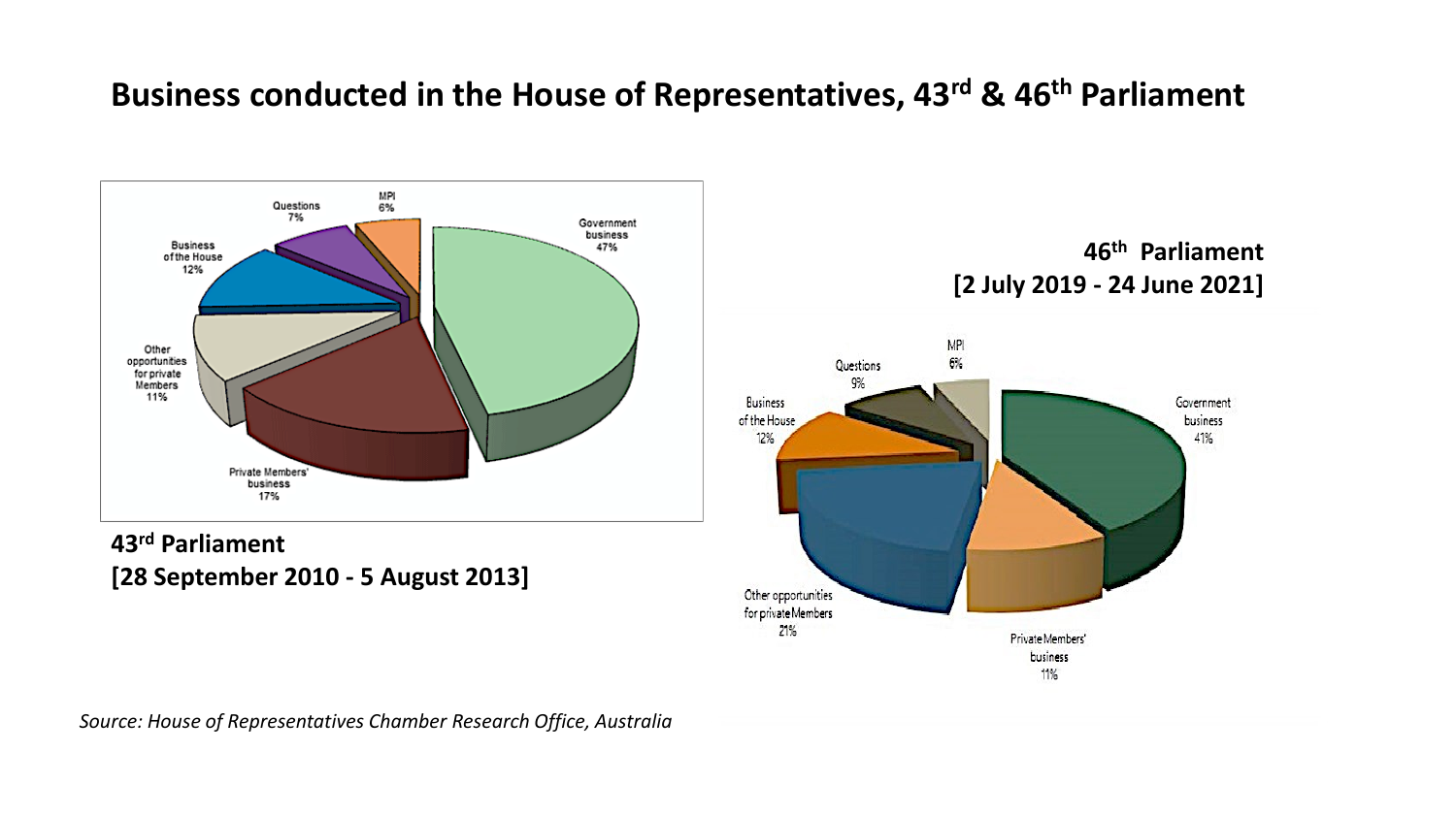## Business conducted in the House of Representatives, 43rd & 46th Parliament

Questions
7%

MPI
6%

Government business
47%

Business of the House
12%

Other opportunities for private Members
11%

Private Members' business
17%

**43rd Parliament**
**[28 September 2010 - 5 August 2013]**

**46th Parliament**
**[2 July 2019 - 24 June 2021]**

MPI
6%

Questions
9%

Business of the House
12%

Government business
41%

Other opportunities for private Members
21%

Private Members' business
11%

*Source: House of Representatives Chamber Research Office, Australia*